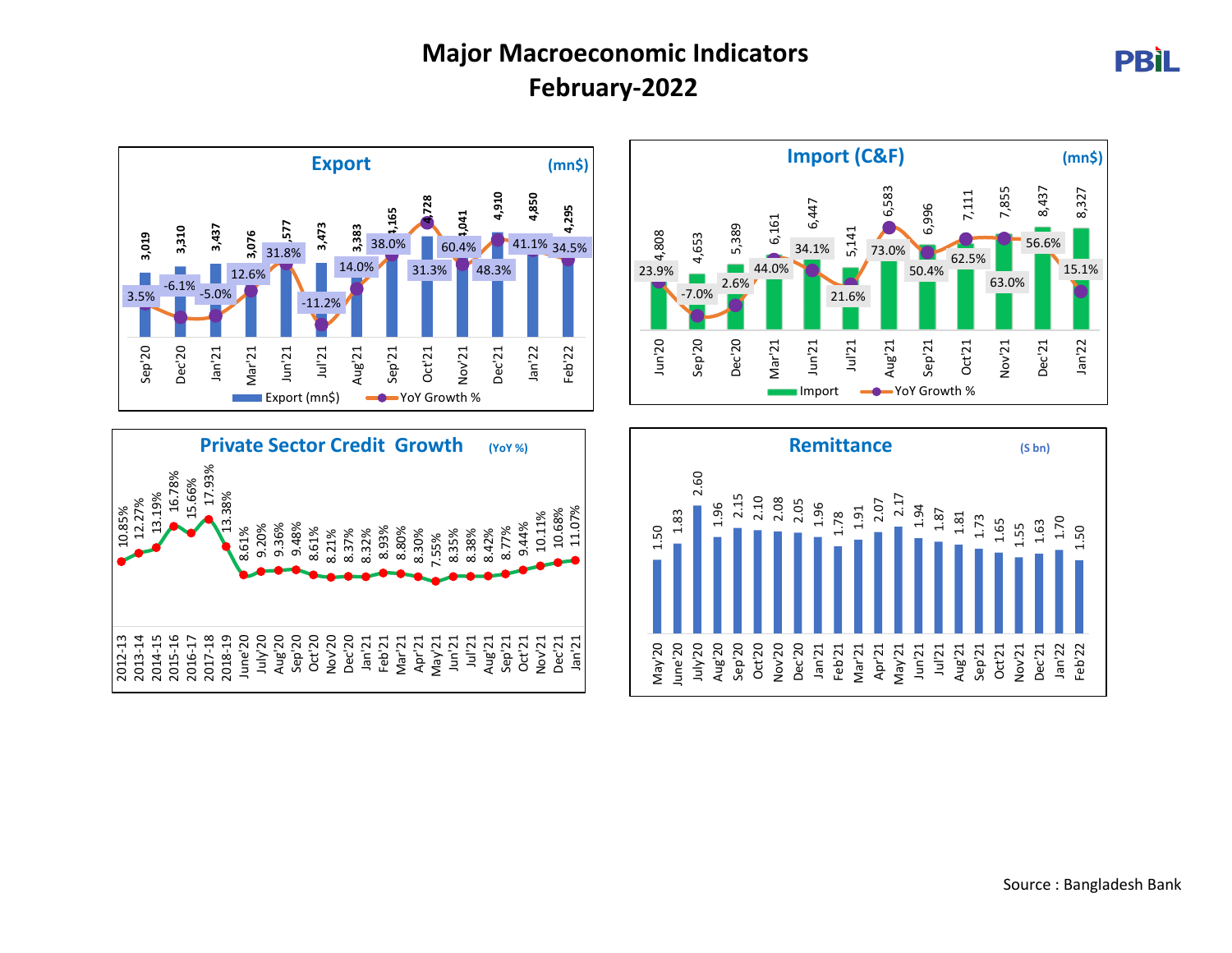# Major Macroeconomic Indicators
# February-2022

## Export (mn$)

| Month | Export (mn$) | YoY Growth % |
|---|---|---|
| Sep'20 | 3,019 | 3.5% |
| Dec'20 | 3,310 | -6.1% |
| Jan'21 | 3,437 | -5.0% |
| Mar'21 | 3,076 | 12.6% |
| Jun'21 | 3,577 | 31.8% |
| Jul'21 | 3,473 | -11.2% |
| Aug'21 | 3,383 | 14.0% |
| Sep'21 | 4,165 | 38.0% |
| Oct'21 | 4,728 | 31.3% |
| Nov'21 | 4,041 | 60.4% |
| Dec'21 | 4,910 | 48.3% |
| Jan'22 | 4,850 | 41.1% |
| Feb'22 | 4,295 | 34.5% |

## Import (C&F) (mn$)

| Month | Import | YoY Growth % |
|---|---|---|
| Jun'20 | 4,808 | 23.9% |
| Sep'20 | 4,653 | -7.0% |
| Dec'20 | 5,389 | 2.6% |
| Mar'21 | 6,161 | 44.0% |
| Jun'21 | 6,447 | 34.1% |
| Jul'21 | 5,141 | 21.6% |
| Aug'21 | 6,583 | 73.0% |
| Sep'21 | 6,996 | 50.4% |
| Oct'21 | 7,111 | 62.5% |
| Nov'21 | 7,855 | 63.0% |
| Dec'21 | 8,437 | 56.6% |
| Jan'22 | 8,327 | 15.1% |

## Private Sector Credit Growth (YoY %)

| Period | Growth |
|---|---|
| 2012-13 | 10.85% |
| 2013-14 | 12.27% |
| 2014-15 | 13.19% |
| 2015-16 | 16.78% |
| 2016-17 | 15.66% |
| 2017-18 | 17.93% |
| 2018-19 | 13.38% |
| June'20 | 8.61% |
| July'20 | 9.20% |
| Aug'20 | 9.36% |
| Sep'20 | 9.48% |
| Oct'20 | 8.61% |
| Nov'20 | 8.21% |
| Dec'20 | 8.37% |
| Jan'21 | 8.32% |
| Feb'21 | 8.93% |
| Mar'21 | 8.80% |
| Apr'21 | 8.30% |
| May'21 | 7.55% |
| Jun'21 | 8.35% |
| Jul'21 | 8.38% |
| Aug'21 | 8.42% |
| Sep'21 | 8.77% |
| Oct'21 | 9.44% |
| Nov'21 | 10.11% |
| Dec'21 | 10.68% |
| Jan'21 | 11.07% |

## Remittance ($ bn)

| Month | Remittance |
|---|---|
| May'20 | 1.50 |
| June'20 | 1.83 |
| July'20 | 2.60 |
| Aug'20 | 1.96 |
| Sep'20 | 2.15 |
| Oct'20 | 2.10 |
| Nov'20 | 2.08 |
| Dec'20 | 2.05 |
| Jan'21 | 1.96 |
| Feb'21 | 1.78 |
| Mar'21 | 1.91 |
| Apr'21 | 2.07 |
| May'21 | 2.17 |
| Jun'21 | 1.94 |
| Jul'21 | 1.87 |
| Aug'21 | 1.81 |
| Sep'21 | 1.73 |
| Oct'21 | 1.65 |
| Nov'21 | 1.55 |
| Dec'21 | 1.63 |
| Jan'22 | 1.70 |
| Feb'22 | 1.50 |

Source : Bangladesh Bank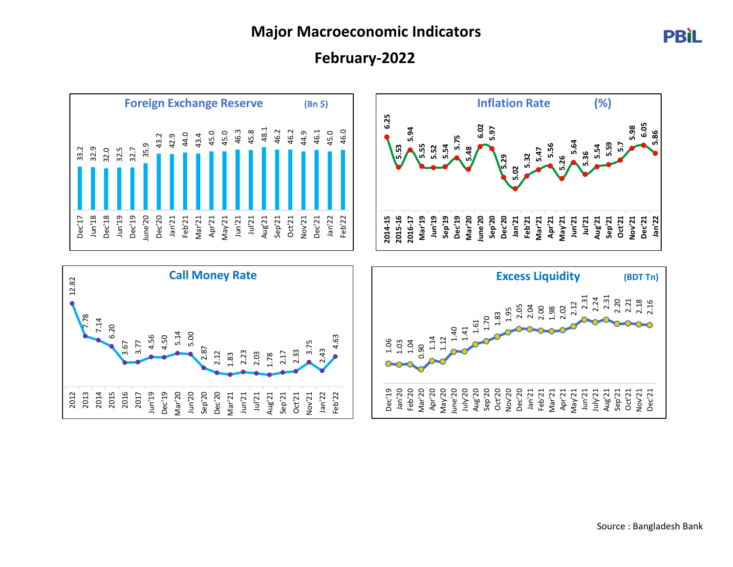# Major Macroeconomic Indicators

## February-2022

PBIL

### Foreign Exchange Reserve (Bn $)

33.2 32.9 32.0 32.5 32.7 35.9 43.2 42.9 44.0 43.4 45.0 45.0 46.3 45.8 48.1 46.2 46.2 44.9 46.1 45.0 46.0

Dec'17 Jun'18 Dec'18 Jun'19 Dec'19 June'20 Dec'20 Jan'21 Feb'21 Mar'21 Apr'21 May'21 Jun'21 Jul'21 Aug'21 Sep'21 Oct'21 Nov'21 Dec'21 Jan'22 Feb'22

### Inflation Rate (%)

6.25 5.53 5.94 5.55 5.52 5.54 5.75 5.48 6.02 5.97 5.29 5.02 5.32 5.47 5.56 5.26 5.64 5.36 5.54 5.59 5.7 5.98 6.05 5.86

2014-15 2015-16 2016-17 Mar'19 Jun'19 Sep'19 Dec'19 Mar'20 June'20 Sep'20 Dec'20 Jan'21 Feb'21 Mar'21 Apr'21 May'21 Jun'21 Jul'21 Aug'21 Sep'21 Oct'21 Nov'21 Dec'21 Jan'22

### Call Money Rate

12.82 7.78 7.14 6.20 3.67 3.77 4.56 4.50 5.14 5.00 2.87 2.12 1.83 2.23 2.03 1.78 2.17 2.33 3.75 2.43 4.63

2012 2013 2014 2015 2016 2017 Jun'19 Dec'19 Mar'20 Jun'20 Sep'20 Dec'20 Mar'21 Jun'21 Jul'21 Aug'21 Sep'21 Oct'21 Nov'21 Jan'22 Feb'22

### Excess Liquidity (BDT Tn)

1.06 1.03 1.04 0.90 1.14 1.12 1.40 1.41 1.61 1.70 1.83 1.95 2.05 2.04 2.00 1.98 2.02 2.12 2.31 2.24 2.31 2.20 2.21 2.18 2.16

Dec'19 Jan'20 Feb'20 Mar'20 Apr'20 May'20 June'20 July'20 Aug'20 Sep'20 Oct'20 Nov'20 Dec'20 Jan'21 Feb'21 Mar'21 Apr'21 May'21 Jun'21 July'21 Aug'21 Sep'21 Oct'21 Nov'21 Dec'21

Source : Bangladesh Bank